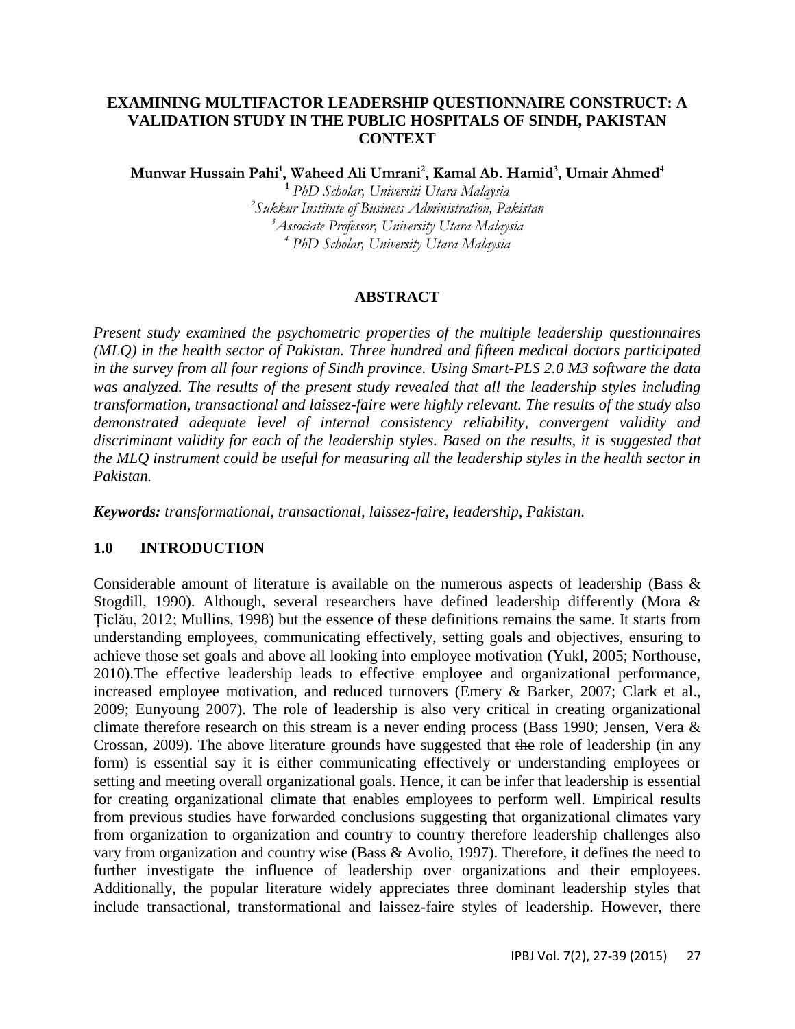# EXAMINING MULTIFACTOR LEADERSHIP QUESTIONNAIRE CONSTRUCT: A VALIDATION STUDY IN THE PUBLIC HOSPITALS OF SINDH, PAKISTAN CONTEXT

**Munwar Hussain Pahi[1], Waheed Ali Umrani[2], Kamal Ab. Hamid[3], Umair Ahmed[4]**

[1] *PhD Scholar, Universiti Utara Malaysia*
[2] *Sukkur Institute of Business Administration, Pakistan*
[3] *Associate Professor, University Utara Malaysia*
[4] *PhD Scholar, University Utara Malaysia*

## ABSTRACT

*Present study examined the psychometric properties of the multiple leadership questionnaires (MLQ) in the health sector of Pakistan. Three hundred and fifteen medical doctors participated in the survey from all four regions of Sindh province. Using Smart-PLS 2.0 M3 software the data was analyzed. The results of the present study revealed that all the leadership styles including transformation, transactional and laissez-faire were highly relevant. The results of the study also demonstrated adequate level of internal consistency reliability, convergent validity and discriminant validity for each of the leadership styles. Based on the results, it is suggested that the MLQ instrument could be useful for measuring all the leadership styles in the health sector in Pakistan.*

***Keywords:*** *transformational, transactional, laissez-faire, leadership, Pakistan.*

## 1.0 INTRODUCTION

Considerable amount of literature is available on the numerous aspects of leadership (Bass & Stogdill, 1990). Although, several researchers have defined leadership differently (Mora & Ţiclău, 2012; Mullins, 1998) but the essence of these definitions remains the same. It starts from understanding employees, communicating effectively, setting goals and objectives, ensuring to achieve those set goals and above all looking into employee motivation (Yukl, 2005; Northouse, 2010).The effective leadership leads to effective employee and organizational performance, increased employee motivation, and reduced turnovers (Emery & Barker, 2007; Clark et al., 2009; Eunyoung 2007). The role of leadership is also very critical in creating organizational climate therefore research on this stream is a never ending process (Bass 1990; Jensen, Vera & Crossan, 2009). The above literature grounds have suggested that ~~the~~ role of leadership (in any form) is essential say it is either communicating effectively or understanding employees or setting and meeting overall organizational goals. Hence, it can be infer that leadership is essential for creating organizational climate that enables employees to perform well. Empirical results from previous studies have forwarded conclusions suggesting that organizational climates vary from organization to organization and country to country therefore leadership challenges also vary from organization and country wise (Bass & Avolio, 1997). Therefore, it defines the need to further investigate the influence of leadership over organizations and their employees. Additionally, the popular literature widely appreciates three dominant leadership styles that include transactional, transformational and laissez-faire styles of leadership. However, there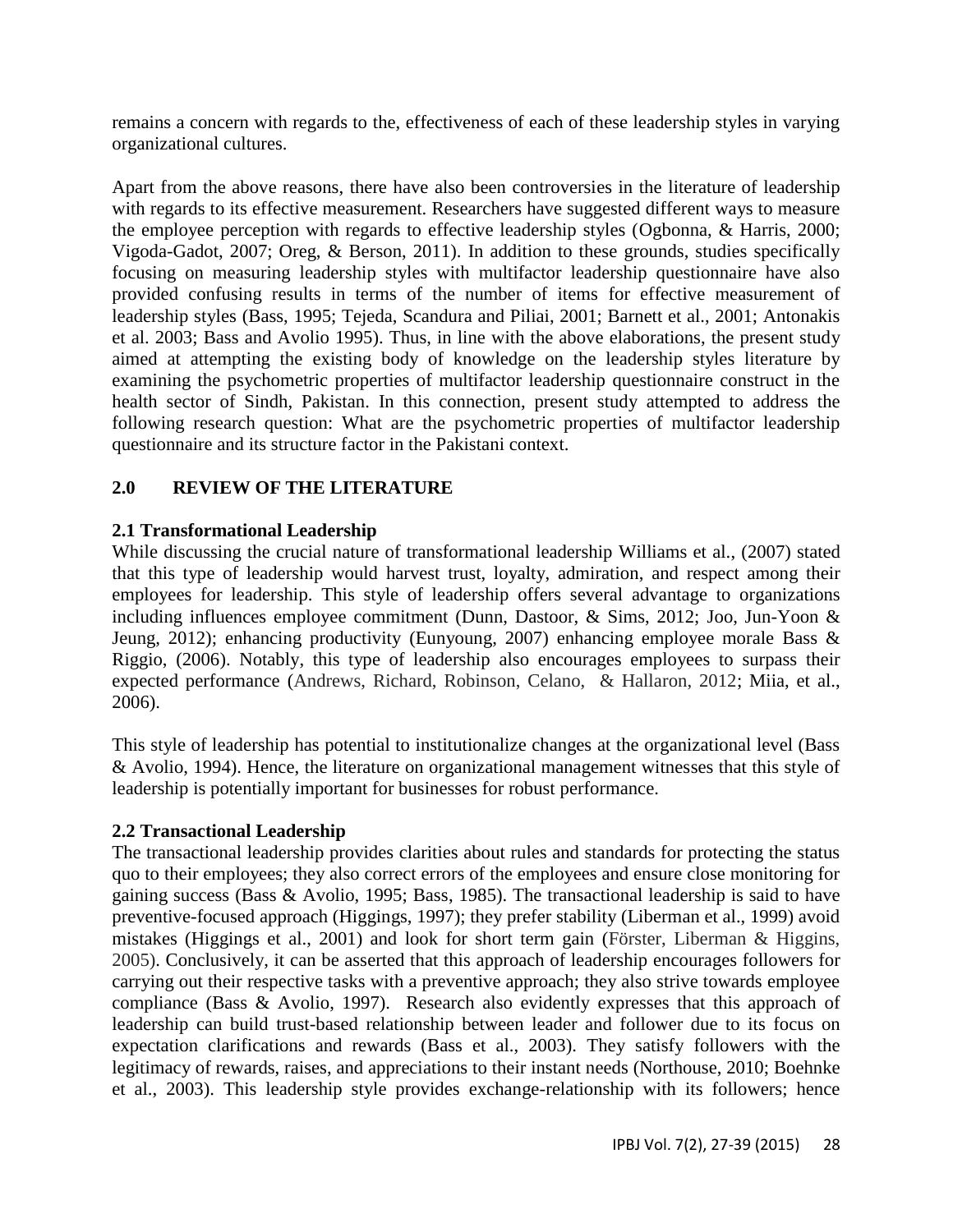remains a concern with regards to the, effectiveness of each of these leadership styles in varying organizational cultures.

Apart from the above reasons, there have also been controversies in the literature of leadership with regards to its effective measurement. Researchers have suggested different ways to measure the employee perception with regards to effective leadership styles (Ogbonna, & Harris, 2000; Vigoda-Gadot, 2007; Oreg, & Berson, 2011). In addition to these grounds, studies specifically focusing on measuring leadership styles with multifactor leadership questionnaire have also provided confusing results in terms of the number of items for effective measurement of leadership styles (Bass, 1995; Tejeda, Scandura and Piliai, 2001; Barnett et al., 2001; Antonakis et al. 2003; Bass and Avolio 1995). Thus, in line with the above elaborations, the present study aimed at attempting the existing body of knowledge on the leadership styles literature by examining the psychometric properties of multifactor leadership questionnaire construct in the health sector of Sindh, Pakistan. In this connection, present study attempted to address the following research question: What are the psychometric properties of multifactor leadership questionnaire and its structure factor in the Pakistani context.

## 2.0 REVIEW OF THE LITERATURE

### 2.1 Transformational Leadership

While discussing the crucial nature of transformational leadership Williams et al., (2007) stated that this type of leadership would harvest trust, loyalty, admiration, and respect among their employees for leadership. This style of leadership offers several advantage to organizations including influences employee commitment (Dunn, Dastoor, & Sims, 2012; Joo, Jun-Yoon & Jeung, 2012); enhancing productivity (Eunyoung, 2007) enhancing employee morale Bass & Riggio, (2006). Notably, this type of leadership also encourages employees to surpass their expected performance (Andrews, Richard, Robinson, Celano, & Hallaron, 2012; Miia, et al., 2006).

This style of leadership has potential to institutionalize changes at the organizational level (Bass & Avolio, 1994). Hence, the literature on organizational management witnesses that this style of leadership is potentially important for businesses for robust performance.

### 2.2 Transactional Leadership

The transactional leadership provides clarities about rules and standards for protecting the status quo to their employees; they also correct errors of the employees and ensure close monitoring for gaining success (Bass & Avolio, 1995; Bass, 1985). The transactional leadership is said to have preventive-focused approach (Higgings, 1997); they prefer stability (Liberman et al., 1999) avoid mistakes (Higgings et al., 2001) and look for short term gain (Förster, Liberman & Higgins, 2005). Conclusively, it can be asserted that this approach of leadership encourages followers for carrying out their respective tasks with a preventive approach; they also strive towards employee compliance (Bass & Avolio, 1997). Research also evidently expresses that this approach of leadership can build trust-based relationship between leader and follower due to its focus on expectation clarifications and rewards (Bass et al., 2003). They satisfy followers with the legitimacy of rewards, raises, and appreciations to their instant needs (Northouse, 2010; Boehnke et al., 2003). This leadership style provides exchange-relationship with its followers; hence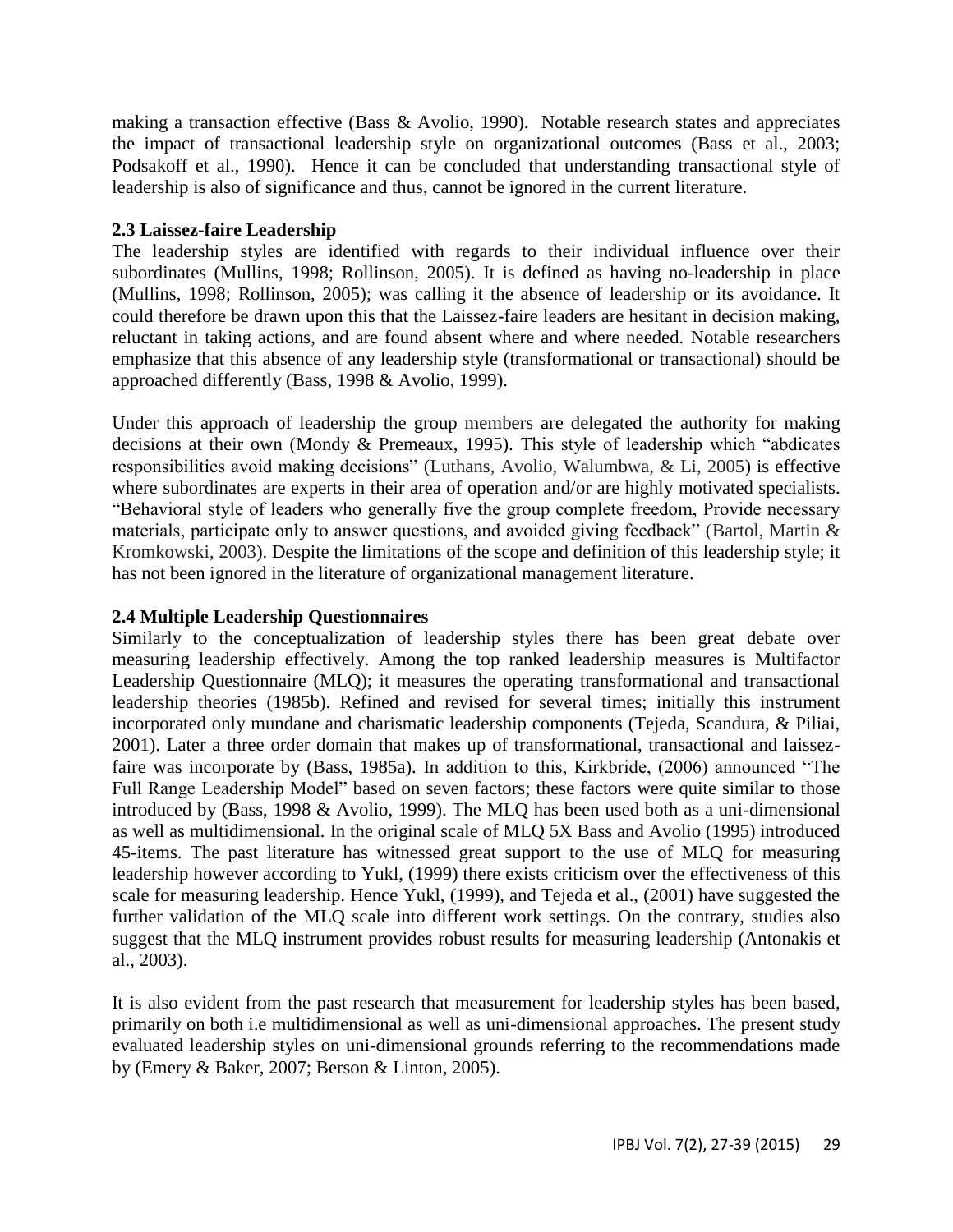making a transaction effective (Bass & Avolio, 1990). Notable research states and appreciates the impact of transactional leadership style on organizational outcomes (Bass et al., 2003; Podsakoff et al., 1990). Hence it can be concluded that understanding transactional style of leadership is also of significance and thus, cannot be ignored in the current literature.

### 2.3 Laissez-faire Leadership

The leadership styles are identified with regards to their individual influence over their subordinates (Mullins, 1998; Rollinson, 2005). It is defined as having no-leadership in place (Mullins, 1998; Rollinson, 2005); was calling it the absence of leadership or its avoidance. It could therefore be drawn upon this that the Laissez-faire leaders are hesitant in decision making, reluctant in taking actions, and are found absent where and where needed. Notable researchers emphasize that this absence of any leadership style (transformational or transactional) should be approached differently (Bass, 1998 & Avolio, 1999).

Under this approach of leadership the group members are delegated the authority for making decisions at their own (Mondy & Premeaux, 1995). This style of leadership which "abdicates responsibilities avoid making decisions" (Luthans, Avolio, Walumbwa, & Li, 2005) is effective where subordinates are experts in their area of operation and/or are highly motivated specialists. "Behavioral style of leaders who generally five the group complete freedom, Provide necessary materials, participate only to answer questions, and avoided giving feedback" (Bartol, Martin & Kromkowski, 2003). Despite the limitations of the scope and definition of this leadership style; it has not been ignored in the literature of organizational management literature.

### 2.4 Multiple Leadership Questionnaires

Similarly to the conceptualization of leadership styles there has been great debate over measuring leadership effectively. Among the top ranked leadership measures is Multifactor Leadership Questionnaire (MLQ); it measures the operating transformational and transactional leadership theories (1985b). Refined and revised for several times; initially this instrument incorporated only mundane and charismatic leadership components (Tejeda, Scandura, & Piliai, 2001). Later a three order domain that makes up of transformational, transactional and laissez-faire was incorporate by (Bass, 1985a). In addition to this, Kirkbride, (2006) announced "The Full Range Leadership Model" based on seven factors; these factors were quite similar to those introduced by (Bass, 1998 & Avolio, 1999). The MLQ has been used both as a uni-dimensional as well as multidimensional. In the original scale of MLQ 5X Bass and Avolio (1995) introduced 45-items. The past literature has witnessed great support to the use of MLQ for measuring leadership however according to Yukl, (1999) there exists criticism over the effectiveness of this scale for measuring leadership. Hence Yukl, (1999), and Tejeda et al., (2001) have suggested the further validation of the MLQ scale into different work settings. On the contrary, studies also suggest that the MLQ instrument provides robust results for measuring leadership (Antonakis et al., 2003).

It is also evident from the past research that measurement for leadership styles has been based, primarily on both i.e multidimensional as well as uni-dimensional approaches. The present study evaluated leadership styles on uni-dimensional grounds referring to the recommendations made by (Emery & Baker, 2007; Berson & Linton, 2005).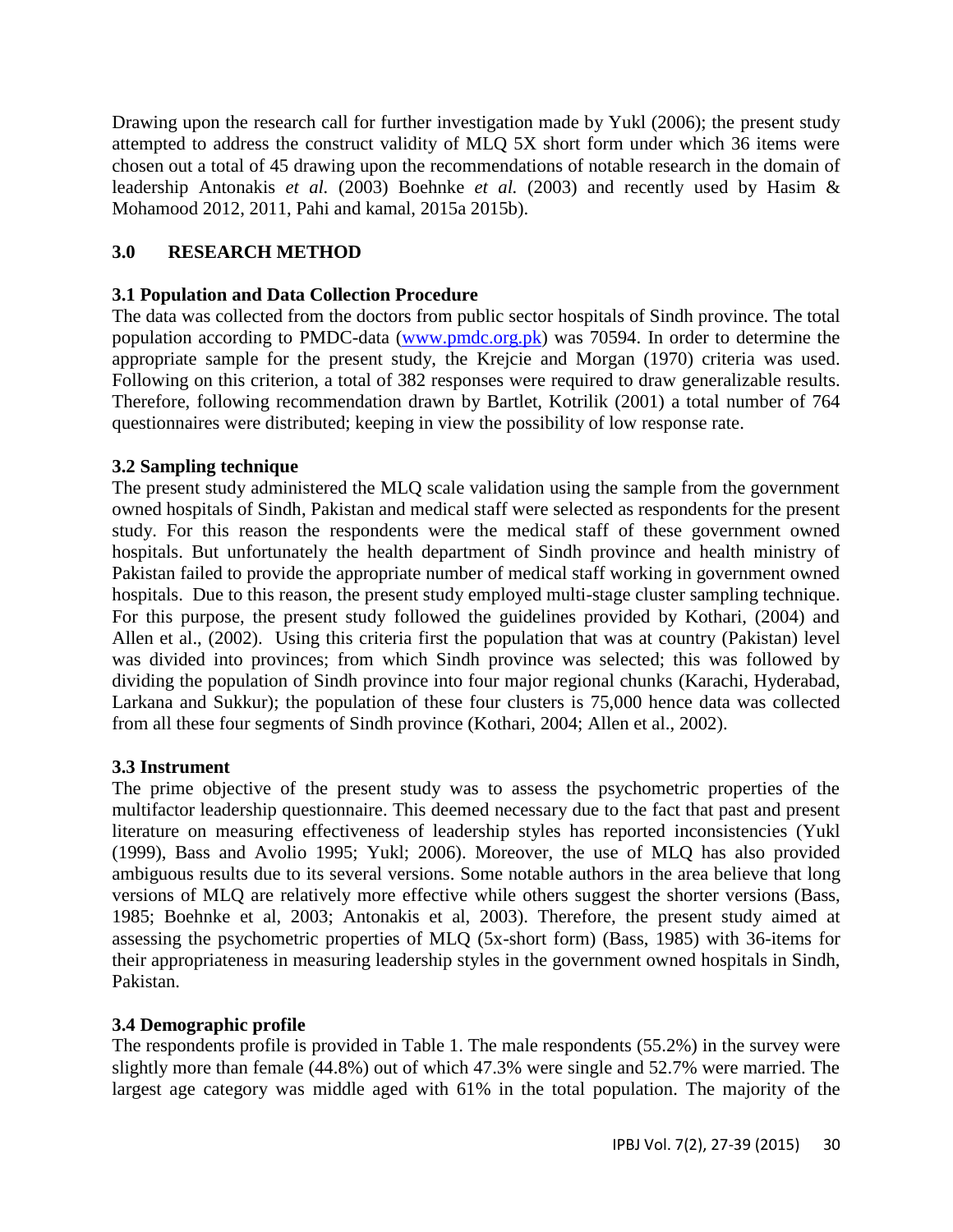Drawing upon the research call for further investigation made by Yukl (2006); the present study attempted to address the construct validity of MLQ 5X short form under which 36 items were chosen out a total of 45 drawing upon the recommendations of notable research in the domain of leadership Antonakis *et al.* (2003) Boehnke *et al.* (2003) and recently used by Hasim & Mohamood 2012, 2011, Pahi and kamal, 2015a 2015b).

## 3.0 RESEARCH METHOD

### 3.1 Population and Data Collection Procedure

The data was collected from the doctors from public sector hospitals of Sindh province. The total population according to PMDC-data (www.pmdc.org.pk) was 70594. In order to determine the appropriate sample for the present study, the Krejcie and Morgan (1970) criteria was used. Following on this criterion, a total of 382 responses were required to draw generalizable results. Therefore, following recommendation drawn by Bartlet, Kotrilik (2001) a total number of 764 questionnaires were distributed; keeping in view the possibility of low response rate.

### 3.2 Sampling technique

The present study administered the MLQ scale validation using the sample from the government owned hospitals of Sindh, Pakistan and medical staff were selected as respondents for the present study. For this reason the respondents were the medical staff of these government owned hospitals. But unfortunately the health department of Sindh province and health ministry of Pakistan failed to provide the appropriate number of medical staff working in government owned hospitals. Due to this reason, the present study employed multi-stage cluster sampling technique. For this purpose, the present study followed the guidelines provided by Kothari, (2004) and Allen et al., (2002). Using this criteria first the population that was at country (Pakistan) level was divided into provinces; from which Sindh province was selected; this was followed by dividing the population of Sindh province into four major regional chunks (Karachi, Hyderabad, Larkana and Sukkur); the population of these four clusters is 75,000 hence data was collected from all these four segments of Sindh province (Kothari, 2004; Allen et al., 2002).

### 3.3 Instrument

The prime objective of the present study was to assess the psychometric properties of the multifactor leadership questionnaire. This deemed necessary due to the fact that past and present literature on measuring effectiveness of leadership styles has reported inconsistencies (Yukl (1999), Bass and Avolio 1995; Yukl; 2006). Moreover, the use of MLQ has also provided ambiguous results due to its several versions. Some notable authors in the area believe that long versions of MLQ are relatively more effective while others suggest the shorter versions (Bass, 1985; Boehnke et al, 2003; Antonakis et al, 2003). Therefore, the present study aimed at assessing the psychometric properties of MLQ (5x-short form) (Bass, 1985) with 36-items for their appropriateness in measuring leadership styles in the government owned hospitals in Sindh, Pakistan.

### 3.4 Demographic profile

The respondents profile is provided in Table 1. The male respondents (55.2%) in the survey were slightly more than female (44.8%) out of which 47.3% were single and 52.7% were married. The largest age category was middle aged with 61% in the total population. The majority of the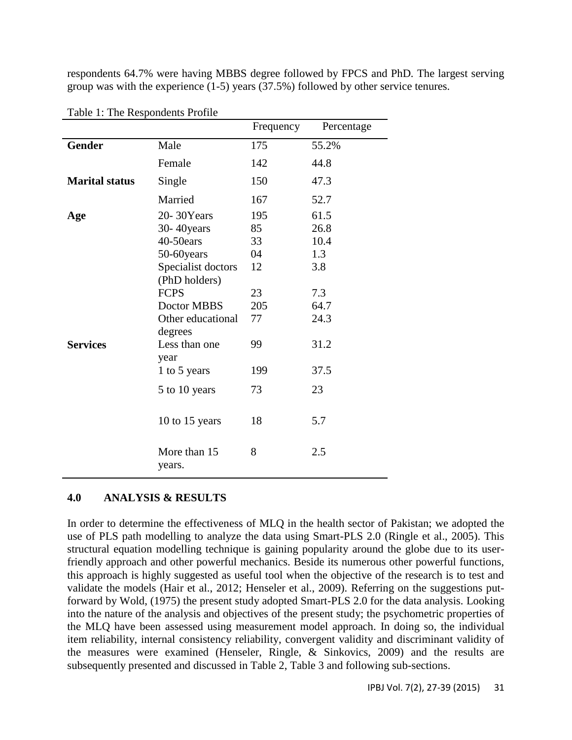respondents 64.7% were having MBBS degree followed by FPCS and PhD. The largest serving group was with the experience (1-5) years (37.5%) followed by other service tenures.

Table 1: The Respondents Profile

| | | Frequency | Percentage |
|---|---|---|---|
| **Gender** | Male | 175 | 55.2% |
| | Female | 142 | 44.8 |
| **Marital status** | Single | 150 | 47.3 |
| | Married | 167 | 52.7 |
| **Age** | 20- 30Years | 195 | 61.5 |
| | 30- 40years | 85 | 26.8 |
| | 40-50ears | 33 | 10.4 |
| | 50-60years | 04 | 1.3 |
| | Specialist doctors (PhD holders) | 12 | 3.8 |
| | FCPS | 23 | 7.3 |
| | Doctor MBBS | 205 | 64.7 |
| | Other educational degrees | 77 | 24.3 |
| **Services** | Less than one year | 99 | 31.2 |
| | 1 to 5 years | 199 | 37.5 |
| | 5 to 10 years | 73 | 23 |
| | 10 to 15 years | 18 | 5.7 |
| | More than 15 years. | 8 | 2.5 |

## 4.0 ANALYSIS & RESULTS

In order to determine the effectiveness of MLQ in the health sector of Pakistan; we adopted the use of PLS path modelling to analyze the data using Smart-PLS 2.0 (Ringle et al., 2005). This structural equation modelling technique is gaining popularity around the globe due to its user-friendly approach and other powerful mechanics. Beside its numerous other powerful functions, this approach is highly suggested as useful tool when the objective of the research is to test and validate the models (Hair et al., 2012; Henseler et al., 2009). Referring on the suggestions put-forward by Wold, (1975) the present study adopted Smart-PLS 2.0 for the data analysis. Looking into the nature of the analysis and objectives of the present study; the psychometric properties of the MLQ have been assessed using measurement model approach. In doing so, the individual item reliability, internal consistency reliability, convergent validity and discriminant validity of the measures were examined (Henseler, Ringle, & Sinkovics, 2009) and the results are subsequently presented and discussed in Table 2, Table 3 and following sub-sections.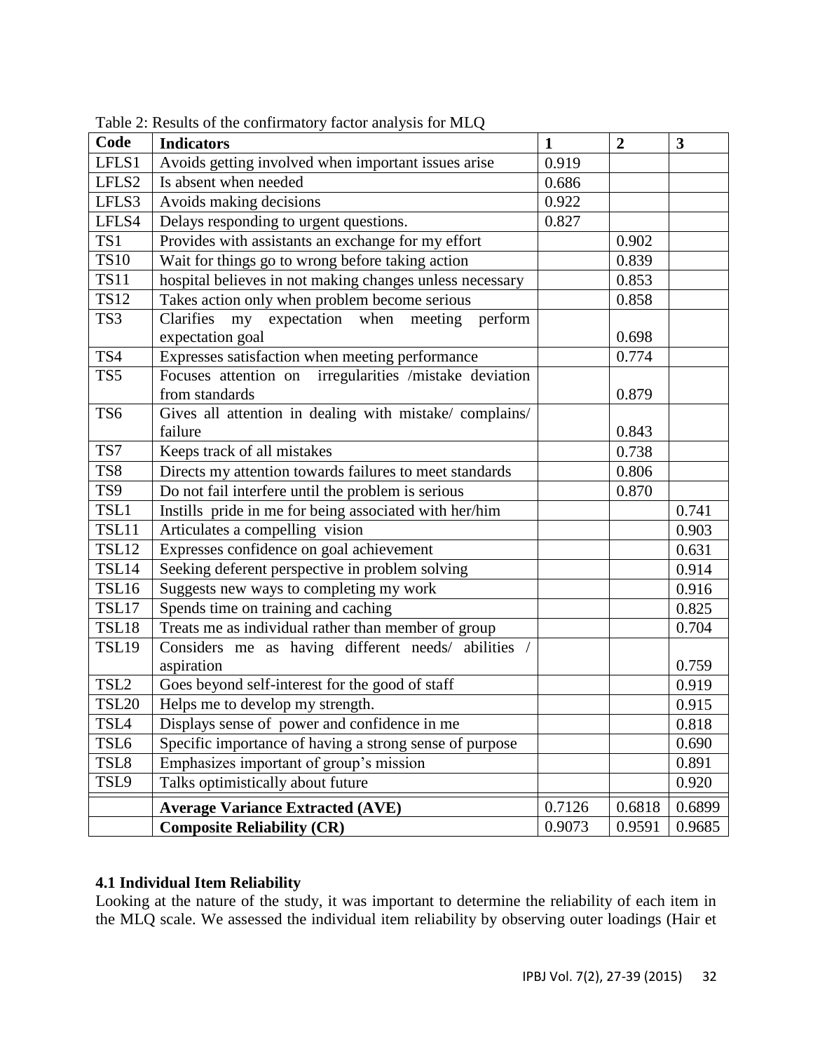Table 2: Results of the confirmatory factor analysis for MLQ

| Code | Indicators | 1 | 2 | 3 |
|---|---|---|---|---|
| LFLS1 | Avoids getting involved when important issues arise | 0.919 | | |
| LFLS2 | Is absent when needed | 0.686 | | |
| LFLS3 | Avoids making decisions | 0.922 | | |
| LFLS4 | Delays responding to urgent questions. | 0.827 | | |
| TS1 | Provides with assistants an exchange for my effort | | 0.902 | |
| TS10 | Wait for things go to wrong before taking action | | 0.839 | |
| TS11 | hospital believes in not making changes unless necessary | | 0.853 | |
| TS12 | Takes action only when problem become serious | | 0.858 | |
| TS3 | Clarifies my expectation when meeting perform expectation goal | | 0.698 | |
| TS4 | Expresses satisfaction when meeting performance | | 0.774 | |
| TS5 | Focuses attention on irregularities /mistake deviation from standards | | 0.879 | |
| TS6 | Gives all attention in dealing with mistake/ complains/ failure | | 0.843 | |
| TS7 | Keeps track of all mistakes | | 0.738 | |
| TS8 | Directs my attention towards failures to meet standards | | 0.806 | |
| TS9 | Do not fail interfere until the problem is serious | | 0.870 | |
| TSL1 | Instills pride in me for being associated with her/him | | | 0.741 |
| TSL11 | Articulates a compelling vision | | | 0.903 |
| TSL12 | Expresses confidence on goal achievement | | | 0.631 |
| TSL14 | Seeking deferent perspective in problem solving | | | 0.914 |
| TSL16 | Suggests new ways to completing my work | | | 0.916 |
| TSL17 | Spends time on training and caching | | | 0.825 |
| TSL18 | Treats me as individual rather than member of group | | | 0.704 |
| TSL19 | Considers me as having different needs/ abilities / aspiration | | | 0.759 |
| TSL2 | Goes beyond self-interest for the good of staff | | | 0.919 |
| TSL20 | Helps me to develop my strength. | | | 0.915 |
| TSL4 | Displays sense of power and confidence in me | | | 0.818 |
| TSL6 | Specific importance of having a strong sense of purpose | | | 0.690 |
| TSL8 | Emphasizes important of group's mission | | | 0.891 |
| TSL9 | Talks optimistically about future | | | 0.920 |
| | **Average Variance Extracted (AVE)** | 0.7126 | 0.6818 | 0.6899 |
| | **Composite Reliability (CR)** | 0.9073 | 0.9591 | 0.9685 |

### 4.1 Individual Item Reliability

Looking at the nature of the study, it was important to determine the reliability of each item in the MLQ scale. We assessed the individual item reliability by observing outer loadings (Hair et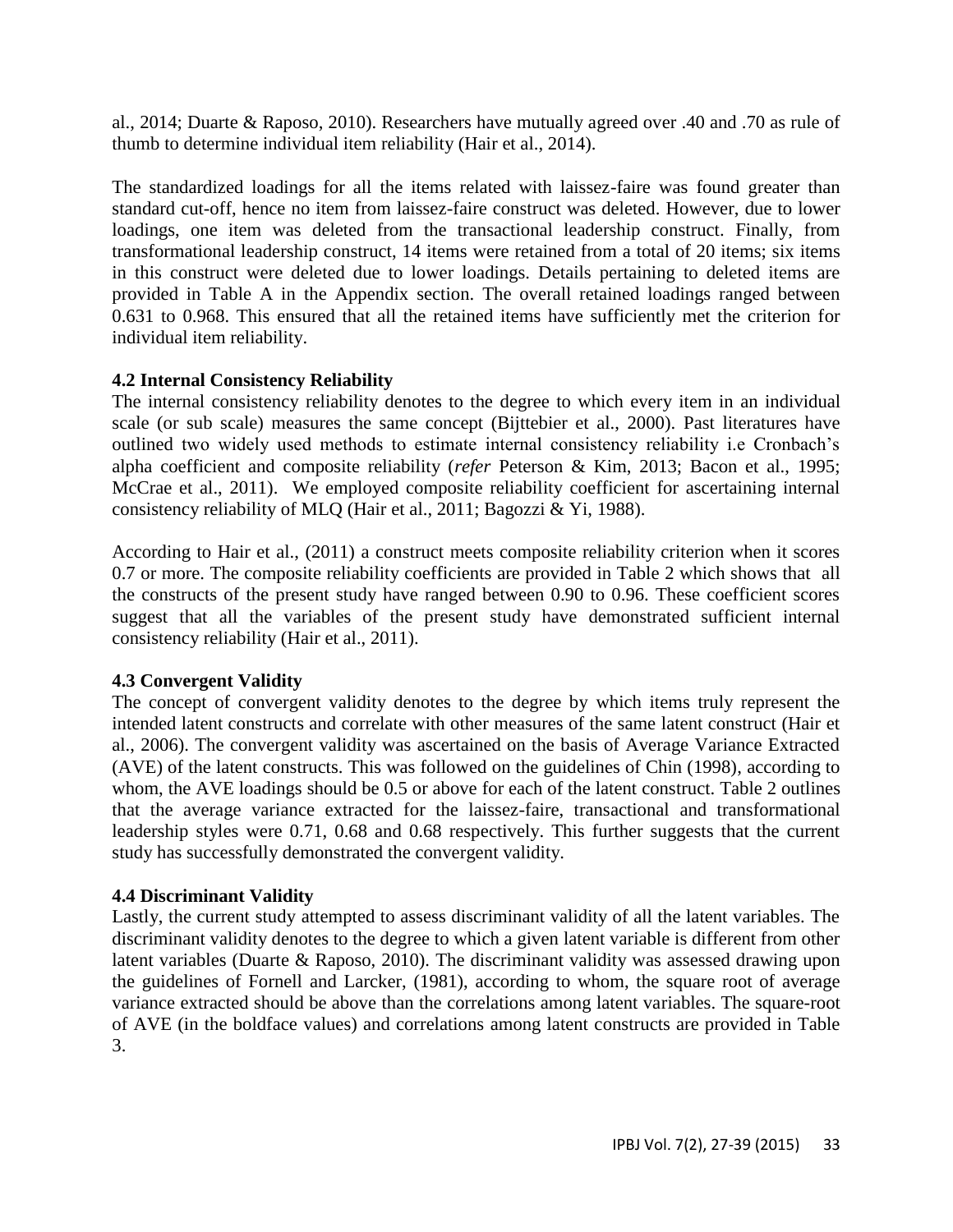al., 2014; Duarte & Raposo, 2010). Researchers have mutually agreed over .40 and .70 as rule of thumb to determine individual item reliability (Hair et al., 2014).

The standardized loadings for all the items related with laissez-faire was found greater than standard cut-off, hence no item from laissez-faire construct was deleted. However, due to lower loadings, one item was deleted from the transactional leadership construct. Finally, from transformational leadership construct, 14 items were retained from a total of 20 items; six items in this construct were deleted due to lower loadings. Details pertaining to deleted items are provided in Table A in the Appendix section. The overall retained loadings ranged between 0.631 to 0.968. This ensured that all the retained items have sufficiently met the criterion for individual item reliability.

### 4.2 Internal Consistency Reliability

The internal consistency reliability denotes to the degree to which every item in an individual scale (or sub scale) measures the same concept (Bijttebier et al., 2000). Past literatures have outlined two widely used methods to estimate internal consistency reliability i.e Cronbach's alpha coefficient and composite reliability (*refer* Peterson & Kim, 2013; Bacon et al., 1995; McCrae et al., 2011). We employed composite reliability coefficient for ascertaining internal consistency reliability of MLQ (Hair et al., 2011; Bagozzi & Yi, 1988).

According to Hair et al., (2011) a construct meets composite reliability criterion when it scores 0.7 or more. The composite reliability coefficients are provided in Table 2 which shows that all the constructs of the present study have ranged between 0.90 to 0.96. These coefficient scores suggest that all the variables of the present study have demonstrated sufficient internal consistency reliability (Hair et al., 2011).

### 4.3 Convergent Validity

The concept of convergent validity denotes to the degree by which items truly represent the intended latent constructs and correlate with other measures of the same latent construct (Hair et al., 2006). The convergent validity was ascertained on the basis of Average Variance Extracted (AVE) of the latent constructs. This was followed on the guidelines of Chin (1998), according to whom, the AVE loadings should be 0.5 or above for each of the latent construct. Table 2 outlines that the average variance extracted for the laissez-faire, transactional and transformational leadership styles were 0.71, 0.68 and 0.68 respectively. This further suggests that the current study has successfully demonstrated the convergent validity.

### 4.4 Discriminant Validity

Lastly, the current study attempted to assess discriminant validity of all the latent variables. The discriminant validity denotes to the degree to which a given latent variable is different from other latent variables (Duarte & Raposo, 2010). The discriminant validity was assessed drawing upon the guidelines of Fornell and Larcker, (1981), according to whom, the square root of average variance extracted should be above than the correlations among latent variables. The square-root of AVE (in the boldface values) and correlations among latent constructs are provided in Table 3.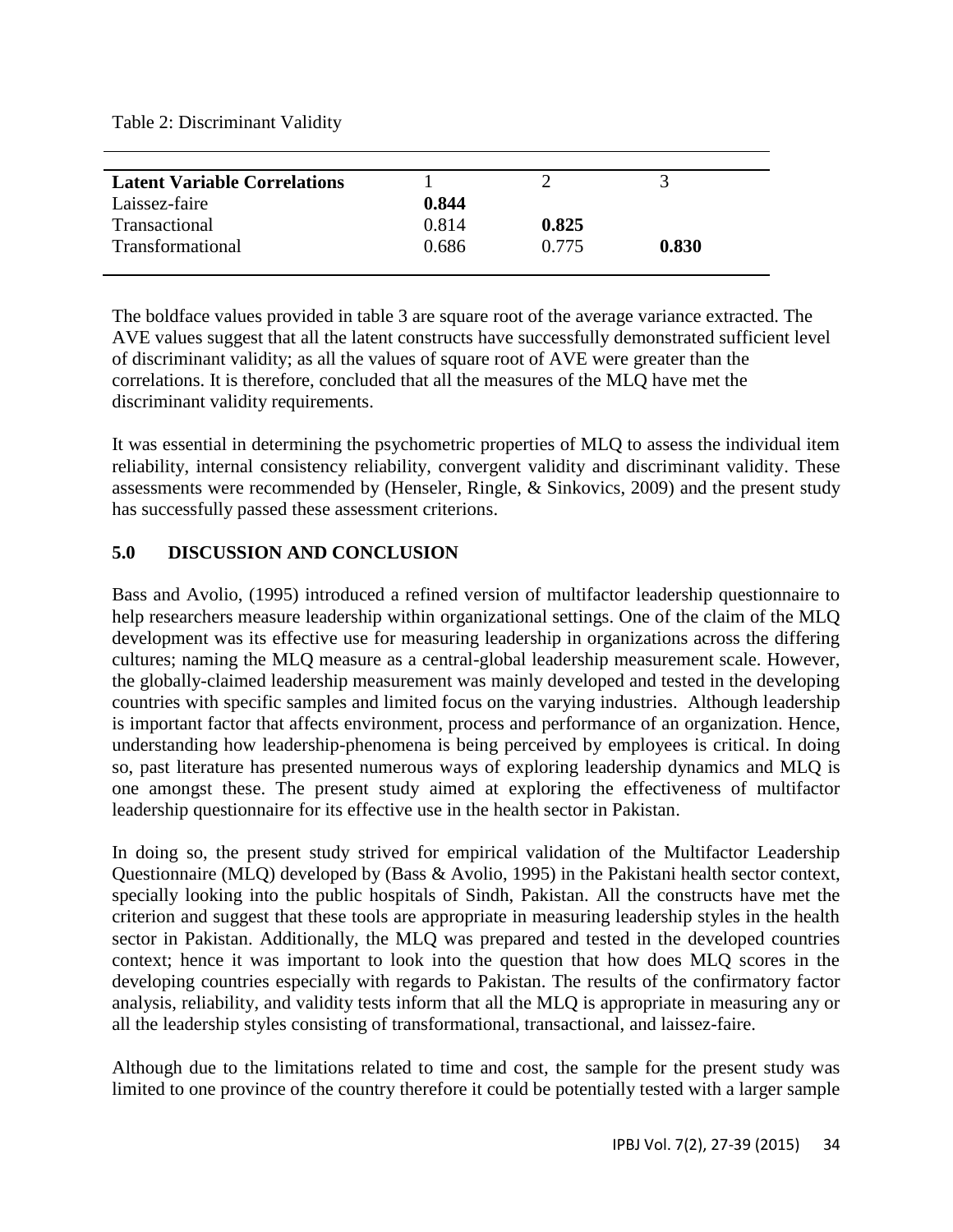Table 2: Discriminant Validity

| Latent Variable Correlations | 1 | 2 | 3 |
|---|---|---|---|
| Laissez-faire | **0.844** | | |
| Transactional | 0.814 | **0.825** | |
| Transformational | 0.686 | 0.775 | **0.830** |

The boldface values provided in table 3 are square root of the average variance extracted. The AVE values suggest that all the latent constructs have successfully demonstrated sufficient level of discriminant validity; as all the values of square root of AVE were greater than the correlations. It is therefore, concluded that all the measures of the MLQ have met the discriminant validity requirements.

It was essential in determining the psychometric properties of MLQ to assess the individual item reliability, internal consistency reliability, convergent validity and discriminant validity. These assessments were recommended by (Henseler, Ringle, & Sinkovics, 2009) and the present study has successfully passed these assessment criterions.

## 5.0 DISCUSSION AND CONCLUSION

Bass and Avolio, (1995) introduced a refined version of multifactor leadership questionnaire to help researchers measure leadership within organizational settings. One of the claim of the MLQ development was its effective use for measuring leadership in organizations across the differing cultures; naming the MLQ measure as a central-global leadership measurement scale. However, the globally-claimed leadership measurement was mainly developed and tested in the developing countries with specific samples and limited focus on the varying industries. Although leadership is important factor that affects environment, process and performance of an organization. Hence, understanding how leadership-phenomena is being perceived by employees is critical. In doing so, past literature has presented numerous ways of exploring leadership dynamics and MLQ is one amongst these. The present study aimed at exploring the effectiveness of multifactor leadership questionnaire for its effective use in the health sector in Pakistan.

In doing so, the present study strived for empirical validation of the Multifactor Leadership Questionnaire (MLQ) developed by (Bass & Avolio, 1995) in the Pakistani health sector context, specially looking into the public hospitals of Sindh, Pakistan. All the constructs have met the criterion and suggest that these tools are appropriate in measuring leadership styles in the health sector in Pakistan. Additionally, the MLQ was prepared and tested in the developed countries context; hence it was important to look into the question that how does MLQ scores in the developing countries especially with regards to Pakistan. The results of the confirmatory factor analysis, reliability, and validity tests inform that all the MLQ is appropriate in measuring any or all the leadership styles consisting of transformational, transactional, and laissez-faire.

Although due to the limitations related to time and cost, the sample for the present study was limited to one province of the country therefore it could be potentially tested with a larger sample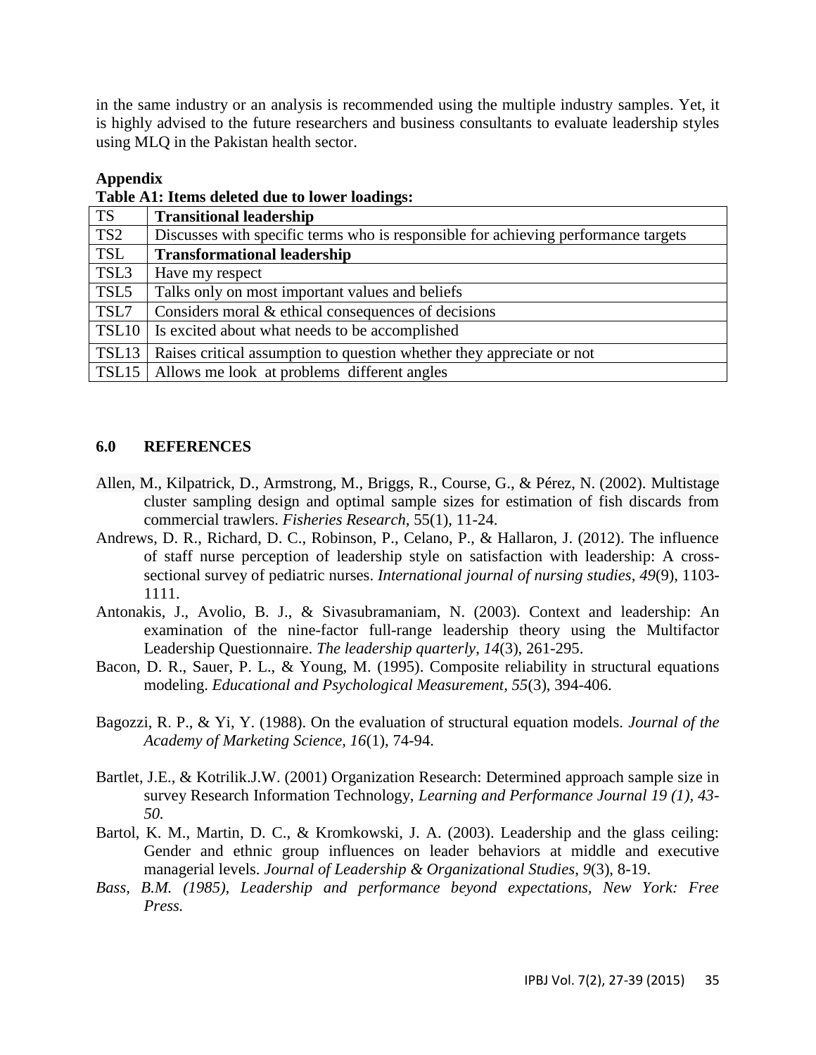in the same industry or an analysis is recommended using the multiple industry samples. Yet, it is highly advised to the future researchers and business consultants to evaluate leadership styles using MLQ in the Pakistan health sector.

**Appendix**

**Table A1: Items deleted due to lower loadings:**

| TS | **Transitional leadership** |
|---|---|
| TS2 | Discusses with specific terms who is responsible for achieving performance targets |
| TSL | **Transformational leadership** |
| TSL3 | Have my respect |
| TSL5 | Talks only on most important values and beliefs |
| TSL7 | Considers moral & ethical consequences of decisions |
| TSL10 | Is excited about what needs to be accomplished |
| TSL13 | Raises critical assumption to question whether they appreciate or not |
| TSL15 | Allows me look at problems different angles |

## 6.0 REFERENCES

Allen, M., Kilpatrick, D., Armstrong, M., Briggs, R., Course, G., & Pérez, N. (2002). Multistage cluster sampling design and optimal sample sizes for estimation of fish discards from commercial trawlers. *Fisheries Research,* 55(1), 11-24.

Andrews, D. R., Richard, D. C., Robinson, P., Celano, P., & Hallaron, J. (2012). The influence of staff nurse perception of leadership style on satisfaction with leadership: A cross-sectional survey of pediatric nurses. *International journal of nursing studies*, *49*(9), 1103-1111.

Antonakis, J., Avolio, B. J., & Sivasubramaniam, N. (2003). Context and leadership: An examination of the nine-factor full-range leadership theory using the Multifactor Leadership Questionnaire. *The leadership quarterly, 14*(3), 261-295.

Bacon, D. R., Sauer, P. L., & Young, M. (1995). Composite reliability in structural equations modeling. *Educational and Psychological Measurement, 55*(3), 394-406.

Bagozzi, R. P., & Yi, Y. (1988). On the evaluation of structural equation models. *Journal of the Academy of Marketing Science, 16*(1), 74-94.

Bartlet, J.E., & Kotrilik.J.W. (2001) Organization Research: Determined approach sample size in survey Research Information Technology, *Learning and Performance Journal 19 (1), 43-50.*

Bartol, K. M., Martin, D. C., & Kromkowski, J. A. (2003). Leadership and the glass ceiling: Gender and ethnic group influences on leader behaviors at middle and executive managerial levels. *Journal of Leadership & Organizational Studies*, *9*(3), 8-19.

*Bass, B.M. (1985), Leadership and performance beyond expectations, New York: Free Press.*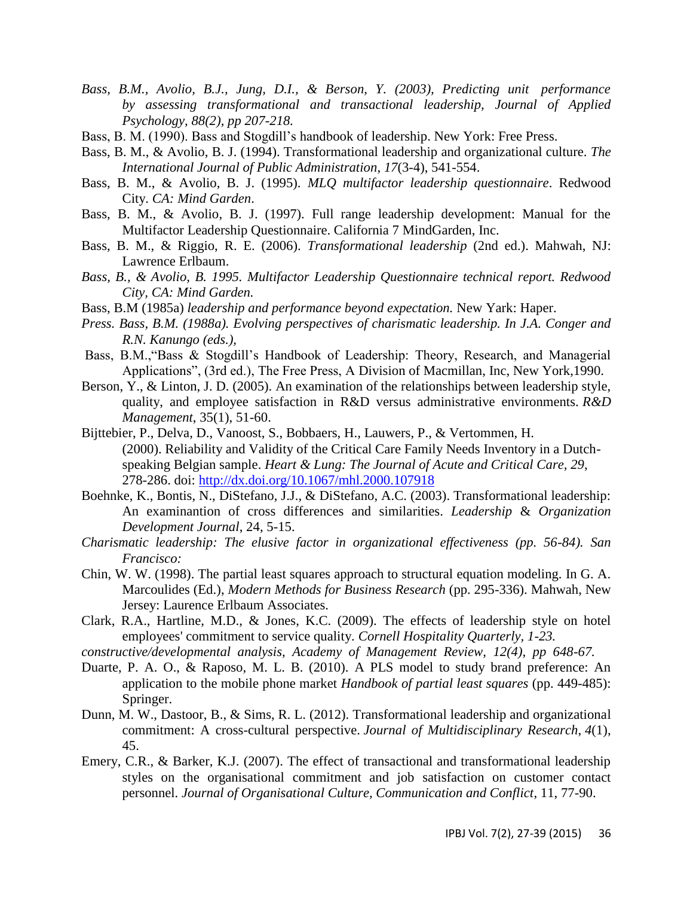*Bass, B.M., Avolio, B.J., Jung, D.I., & Berson, Y. (2003), Predicting unit performance by assessing transformational and transactional leadership, Journal of Applied Psychology, 88(2), pp 207-218.*

Bass, B. M. (1990). Bass and Stogdill's handbook of leadership. New York: Free Press.

Bass, B. M., & Avolio, B. J. (1994). Transformational leadership and organizational culture. *The International Journal of Public Administration*, *17*(3-4), 541-554.

Bass, B. M., & Avolio, B. J. (1995). *MLQ multifactor leadership questionnaire*. Redwood City. *CA: Mind Garden*.

Bass, B. M., & Avolio, B. J. (1997). Full range leadership development: Manual for the Multifactor Leadership Questionnaire. California 7 MindGarden, Inc.

Bass, B. M., & Riggio, R. E. (2006). *Transformational leadership* (2nd ed.). Mahwah, NJ: Lawrence Erlbaum.

*Bass, B., & Avolio, B. 1995. Multifactor Leadership Questionnaire technical report. Redwood City, CA: Mind Garden.*

Bass, B.M (1985a) *leadership and performance beyond expectation.* New Yark: Haper.

*Press. Bass, B.M. (1988a). Evolving perspectives of charismatic leadership. In J.A. Conger and R.N. Kanungo (eds.),*

Bass, B.M.,"Bass & Stogdill's Handbook of Leadership: Theory, Research, and Managerial Applications", (3rd ed.), The Free Press, A Division of Macmillan, Inc, New York,1990.

Berson, Y., & Linton, J. D. (2005). An examination of the relationships between leadership style, quality, and employee satisfaction in R&D versus administrative environments. *R&D Management*, 35(1), 51-60.

Bijttebier, P., Delva, D., Vanoost, S., Bobbaers, H., Lauwers, P., & Vertommen, H. (2000). Reliability and Validity of the Critical Care Family Needs Inventory in a Dutch-speaking Belgian sample. *Heart & Lung: The Journal of Acute and Critical Care, 29*, 278-286. doi: http://dx.doi.org/10.1067/mhl.2000.107918

Boehnke, K., Bontis, N., DiStefano, J.J., & DiStefano, A.C. (2003). Transformational leadership: An examinantion of cross differences and similarities. *Leadership* & *Organization Development Journal*, 24, 5-15.

*Charismatic leadership: The elusive factor in organizational effectiveness (pp. 56-84). San Francisco:*

Chin, W. W. (1998). The partial least squares approach to structural equation modeling. In G. A. Marcoulides (Ed.), *Modern Methods for Business Research* (pp. 295-336). Mahwah, New Jersey: Laurence Erlbaum Associates.

Clark, R.A., Hartline, M.D., & Jones, K.C. (2009). The effects of leadership style on hotel employees' commitment to service quality. *Cornell Hospitality Quarterly, 1-23.*

*constructive/developmental analysis, Academy of Management Review, 12(4), pp 648-67.*

Duarte, P. A. O., & Raposo, M. L. B. (2010). A PLS model to study brand preference: An application to the mobile phone market *Handbook of partial least squares* (pp. 449-485): Springer.

Dunn, M. W., Dastoor, B., & Sims, R. L. (2012). Transformational leadership and organizational commitment: A cross-cultural perspective. *Journal of Multidisciplinary Research*, *4*(1), 45.

Emery, C.R., & Barker, K.J. (2007). The effect of transactional and transformational leadership styles on the organisational commitment and job satisfaction on customer contact personnel. *Journal of Organisational Culture, Communication and Conflict*, 11, 77-90.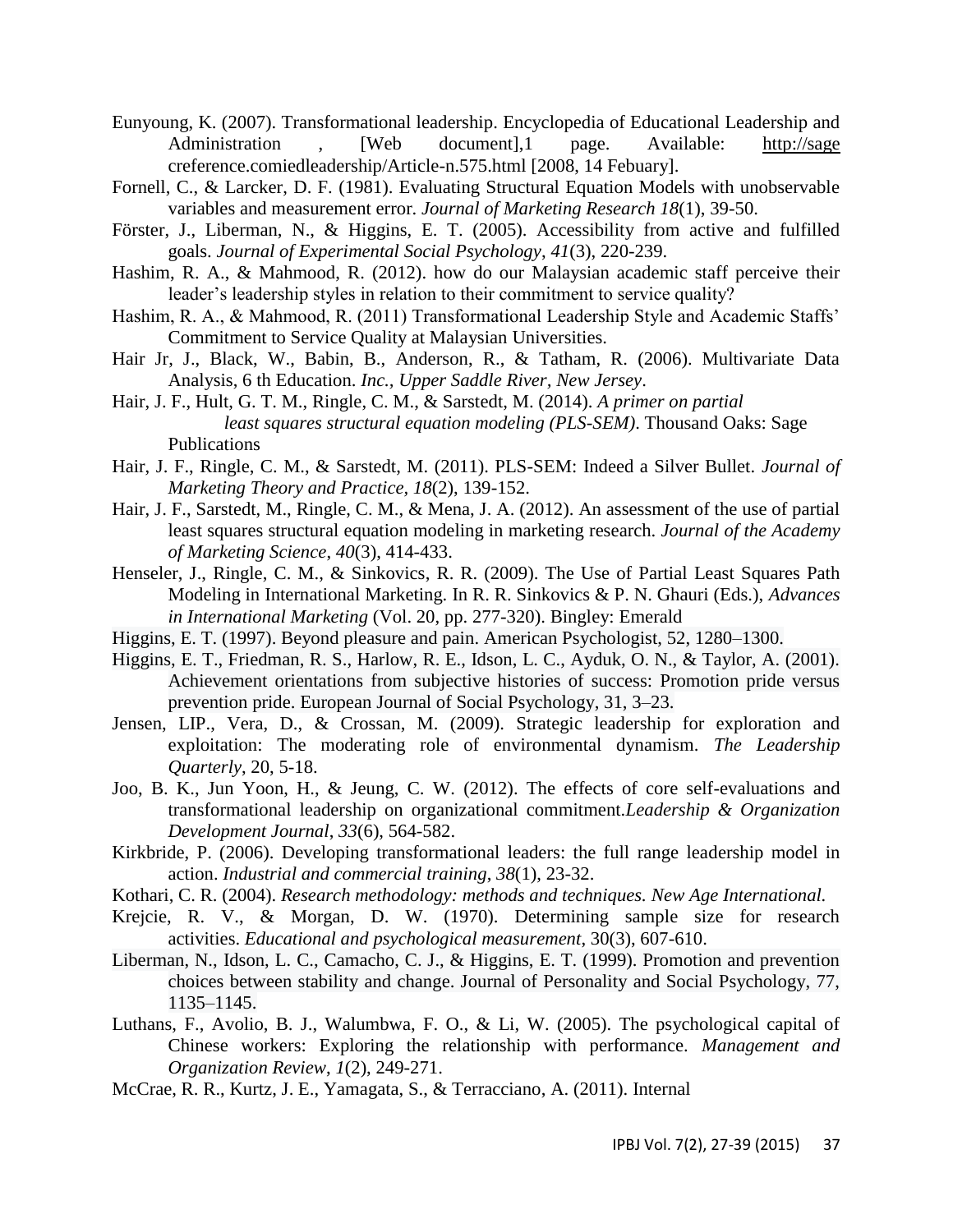Eunyoung, K. (2007). Transformational leadership. Encyclopedia of Educational Leadership and Administration , [Web document],1 page. Available: http://sage creference.comiedleadership/Article-n.575.html [2008, 14 Febuary].

Fornell, C., & Larcker, D. F. (1981). Evaluating Structural Equation Models with unobservable variables and measurement error. *Journal of Marketing Research 18*(1), 39-50.

Förster, J., Liberman, N., & Higgins, E. T. (2005). Accessibility from active and fulfilled goals. *Journal of Experimental Social Psychology*, *41*(3), 220-239.

Hashim, R. A., & Mahmood, R. (2012). how do our Malaysian academic staff perceive their leader's leadership styles in relation to their commitment to service quality?

Hashim, R. A., & Mahmood, R. (2011) Transformational Leadership Style and Academic Staffs' Commitment to Service Quality at Malaysian Universities.

Hair Jr, J., Black, W., Babin, B., Anderson, R., & Tatham, R. (2006). Multivariate Data Analysis, 6 th Education. *Inc., Upper Saddle River, New Jersey*.

Hair, J. F., Hult, G. T. M., Ringle, C. M., & Sarstedt, M. (2014). *A primer on partial least squares structural equation modeling (PLS-SEM)*. Thousand Oaks: Sage Publications

Hair, J. F., Ringle, C. M., & Sarstedt, M. (2011). PLS-SEM: Indeed a Silver Bullet. *Journal of Marketing Theory and Practice*, *18*(2), 139-152.

Hair, J. F., Sarstedt, M., Ringle, C. M., & Mena, J. A. (2012). An assessment of the use of partial least squares structural equation modeling in marketing research. *Journal of the Academy of Marketing Science*, *40*(3), 414-433.

Henseler, J., Ringle, C. M., & Sinkovics, R. R. (2009). The Use of Partial Least Squares Path Modeling in International Marketing. In R. R. Sinkovics & P. N. Ghauri (Eds.), *Advances in International Marketing* (Vol. 20, pp. 277-320). Bingley: Emerald

Higgins, E. T. (1997). Beyond pleasure and pain. American Psychologist, 52, 1280–1300.

Higgins, E. T., Friedman, R. S., Harlow, R. E., Idson, L. C., Ayduk, O. N., & Taylor, A. (2001). Achievement orientations from subjective histories of success: Promotion pride versus prevention pride. European Journal of Social Psychology, 31, 3–23.

Jensen, LIP., Vera, D., & Crossan, M. (2009). Strategic leadership for exploration and exploitation: The moderating role of environmental dynamism. *The Leadership Quarterly*, 20, 5-18.

Joo, B. K., Jun Yoon, H., & Jeung, C. W. (2012). The effects of core self-evaluations and transformational leadership on organizational commitment.*Leadership & Organization Development Journal*, *33*(6), 564-582.

Kirkbride, P. (2006). Developing transformational leaders: the full range leadership model in action. *Industrial and commercial training*, *38*(1), 23-32.

Kothari, C. R. (2004). *Research methodology: methods and techniques. New Age International.*

Krejcie, R. V., & Morgan, D. W. (1970). Determining sample size for research activities. *Educational and psychological measurement*, 30(3), 607-610.

Liberman, N., Idson, L. C., Camacho, C. J., & Higgins, E. T. (1999). Promotion and prevention choices between stability and change. Journal of Personality and Social Psychology, 77, 1135–1145.

Luthans, F., Avolio, B. J., Walumbwa, F. O., & Li, W. (2005). The psychological capital of Chinese workers: Exploring the relationship with performance. *Management and Organization Review*, *1*(2), 249-271.

McCrae, R. R., Kurtz, J. E., Yamagata, S., & Terracciano, A. (2011). Internal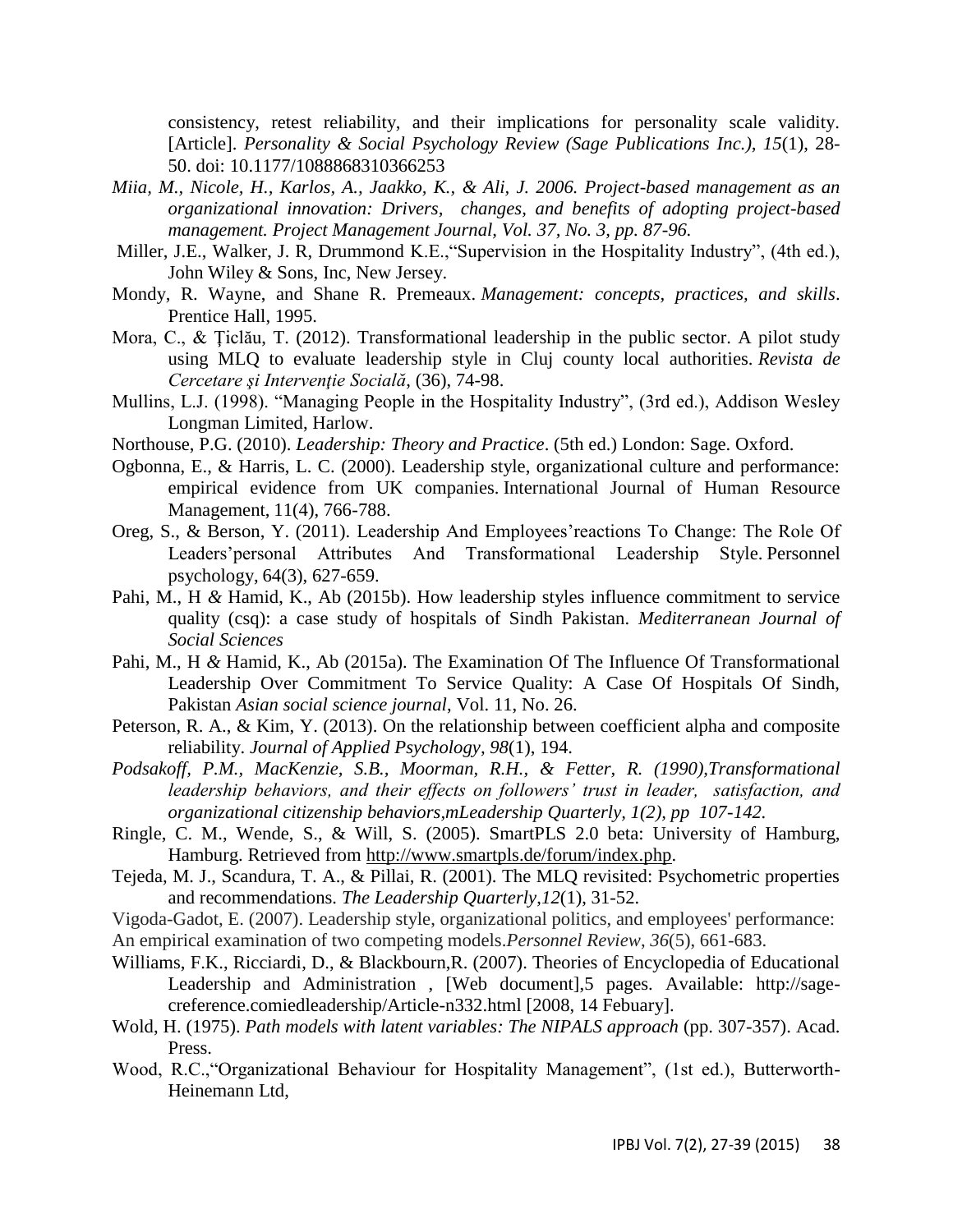consistency, retest reliability, and their implications for personality scale validity. [Article]. *Personality & Social Psychology Review (Sage Publications Inc.), 15*(1), 28-50. doi: 10.1177/1088868310366253

*Miia, M., Nicole, H., Karlos, A., Jaakko, K., & Ali, J. 2006. Project-based management as an organizational innovation: Drivers, changes, and benefits of adopting project-based management. Project Management Journal, Vol. 37, No. 3, pp. 87-96.*

Miller, J.E., Walker, J. R, Drummond K.E.,"Supervision in the Hospitality Industry", (4th ed.), John Wiley & Sons, Inc, New Jersey.

Mondy, R. Wayne, and Shane R. Premeaux. *Management: concepts, practices, and skills*. Prentice Hall, 1995.

Mora, C., & Ţiclău, T. (2012). Transformational leadership in the public sector. A pilot study using MLQ to evaluate leadership style in Cluj county local authorities. *Revista de Cercetare şi Intervenţie Socială*, (36), 74-98.

Mullins, L.J. (1998). "Managing People in the Hospitality Industry", (3rd ed.), Addison Wesley Longman Limited, Harlow.

Northouse, P.G. (2010). *Leadership: Theory and Practice*. (5th ed.) London: Sage. Oxford.

Ogbonna, E., & Harris, L. C. (2000). Leadership style, organizational culture and performance: empirical evidence from UK companies. International Journal of Human Resource Management, 11(4), 766-788.

Oreg, S., & Berson, Y. (2011). Leadership And Employees'reactions To Change: The Role Of Leaders'personal Attributes And Transformational Leadership Style. Personnel psychology, 64(3), 627-659.

Pahi, M., H *&* Hamid, K., Ab (2015b). How leadership styles influence commitment to service quality (csq): a case study of hospitals of Sindh Pakistan. *Mediterranean Journal of Social Sciences*

Pahi, M., H *&* Hamid, K., Ab (2015a). The Examination Of The Influence Of Transformational Leadership Over Commitment To Service Quality: A Case Of Hospitals Of Sindh, Pakistan *Asian social science journal*, Vol. 11, No. 26.

Peterson, R. A., & Kim, Y. (2013). On the relationship between coefficient alpha and composite reliability. *Journal of Applied Psychology*, *98*(1), 194.

*Podsakoff, P.M., MacKenzie, S.B., Moorman, R.H., & Fetter, R. (1990),Transformational leadership behaviors, and their effects on followers' trust in leader, satisfaction, and organizational citizenship behaviors,mLeadership Quarterly, 1(2), pp 107-142.*

Ringle, C. M., Wende, S., & Will, S. (2005). SmartPLS 2.0 beta: University of Hamburg, Hamburg. Retrieved from http://www.smartpls.de/forum/index.php.

Tejeda, M. J., Scandura, T. A., & Pillai, R. (2001). The MLQ revisited: Psychometric properties and recommendations. *The Leadership Quarterly*,*12*(1), 31-52.

Vigoda-Gadot, E. (2007). Leadership style, organizational politics, and employees' performance: An empirical examination of two competing models.*Personnel Review*, *36*(5), 661-683.

Williams, F.K., Ricciardi, D., & Blackbourn,R. (2007). Theories of Encyclopedia of Educational Leadership and Administration , [Web document],5 pages. Available: http://sage-creference.comiedleadership/Article-n332.html [2008, 14 Febuary].

Wold, H. (1975). *Path models with latent variables: The NIPALS approach* (pp. 307-357). Acad. Press.

Wood, R.C.,"Organizational Behaviour for Hospitality Management", (1st ed.), Butterworth-Heinemann Ltd,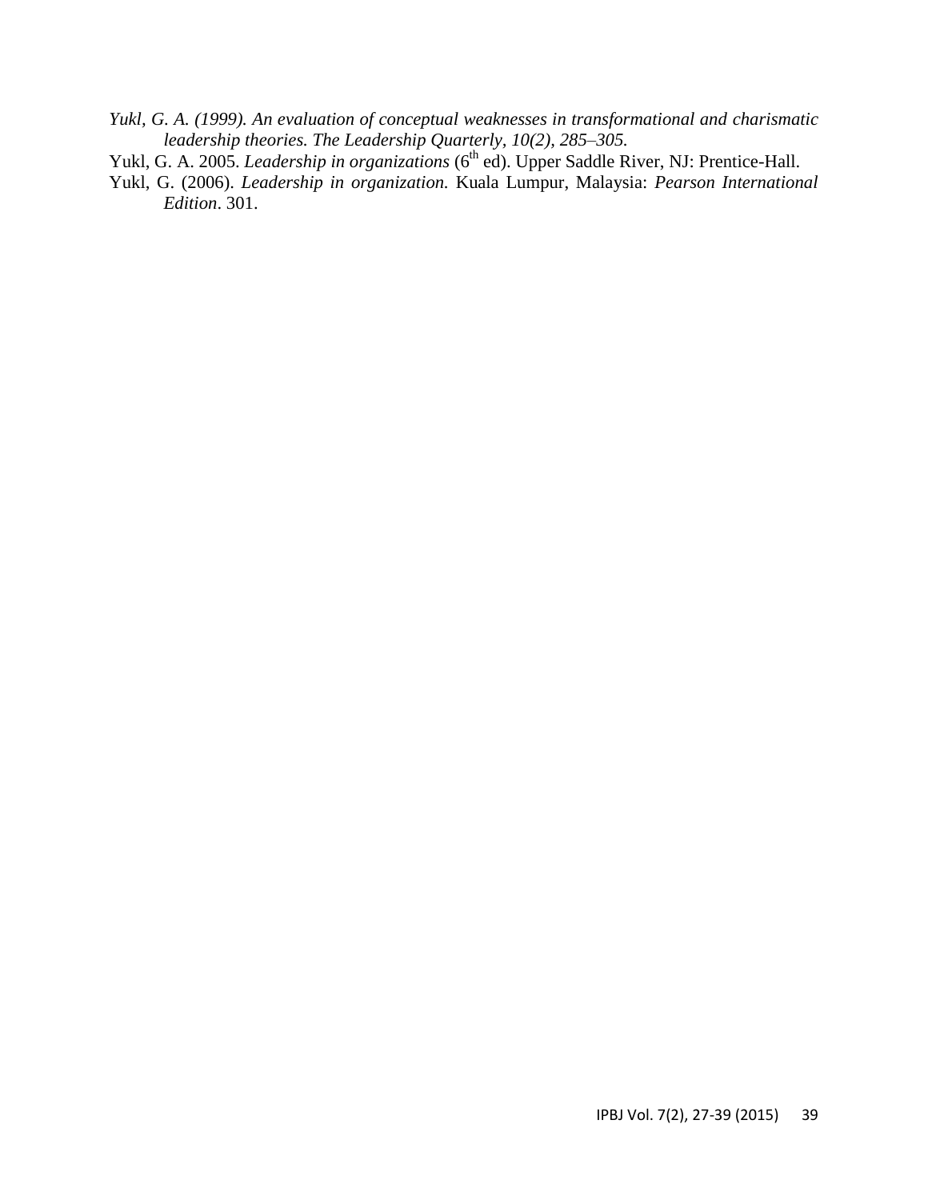*Yukl, G. A. (1999). An evaluation of conceptual weaknesses in transformational and charismatic leadership theories. The Leadership Quarterly, 10(2), 285–305.*

Yukl, G. A. 2005. *Leadership in organizations* ($6^{th}$ ed). Upper Saddle River, NJ: Prentice-Hall.

Yukl, G. (2006). *Leadership in organization.* Kuala Lumpur, Malaysia: *Pearson International Edition*. 301.